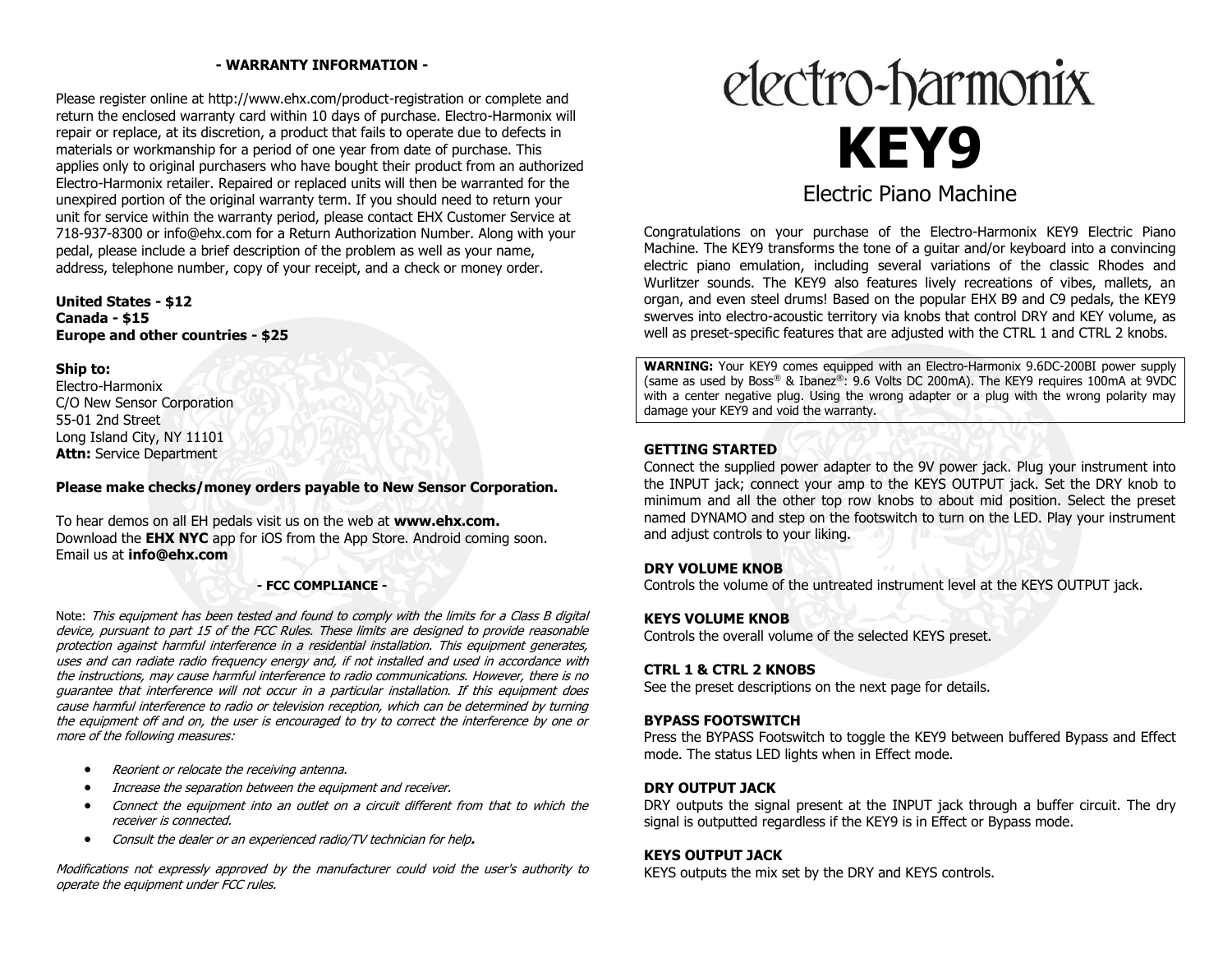## - WARRANTY INFORMATION -

Please register online at http://www.ehx.com/product-registration or complete and return the enclosed warranty card within 10 days of purchase. Electro-Harmonix will repair or replace, at its discretion, a product that fails to operate due to defects in materials or workmanship for a period of one year from date of purchase. This applies only to original purchasers who have bought their product from an authorized Electro-Harmonix retailer. Repaired or replaced units will then be warranted for the unexpired portion of the original warranty term. If you should need to return your unit for service within the warranty period, please contact EHX Customer Service at 718-937-8300 or info@ehx.com for a Return Authorization Number. Along with your pedal, please include a brief description of the problem as well as your name, address, telephone number, copy of your receipt, and a check or money order.

**United States - $12**
**Canada - $15**
**Europe and other countries - $25**

**Ship to:**
Electro-Harmonix
C/O New Sensor Corporation
55-01 2nd Street
Long Island City, NY 11101
**Attn:** Service Department

**Please make checks/money orders payable to New Sensor Corporation.**

To hear demos on all EH pedals visit us on the web at **www.ehx.com.**
Download the **EHX NYC** app for iOS from the App Store. Android coming soon.
Email us at **info@ehx.com**

## - FCC COMPLIANCE -

Note: *This equipment has been tested and found to comply with the limits for a Class B digital device, pursuant to part 15 of the FCC Rules. These limits are designed to provide reasonable protection against harmful interference in a residential installation. This equipment generates, uses and can radiate radio frequency energy and, if not installed and used in accordance with the instructions, may cause harmful interference to radio communications. However, there is no guarantee that interference will not occur in a particular installation. If this equipment does cause harmful interference to radio or television reception, which can be determined by turning the equipment off and on, the user is encouraged to try to correct the interference by one or more of the following measures:*

- *Reorient or relocate the receiving antenna.*
- *Increase the separation between the equipment and receiver.*
- *Connect the equipment into an outlet on a circuit different from that to which the receiver is connected.*
- *Consult the dealer or an experienced radio/TV technician for help.*

*Modifications not expressly approved by the manufacturer could void the user's authority to operate the equipment under FCC rules.*

# electro-harmonix
# KEY9
## Electric Piano Machine

Congratulations on your purchase of the Electro-Harmonix KEY9 Electric Piano Machine. The KEY9 transforms the tone of a guitar and/or keyboard into a convincing electric piano emulation, including several variations of the classic Rhodes and Wurlitzer sounds. The KEY9 also features lively recreations of vibes, mallets, an organ, and even steel drums! Based on the popular EHX B9 and C9 pedals, the KEY9 swerves into electro-acoustic territory via knobs that control DRY and KEY volume, as well as preset-specific features that are adjusted with the CTRL 1 and CTRL 2 knobs.

**WARNING:** Your KEY9 comes equipped with an Electro-Harmonix 9.6DC-200BI power supply (same as used by Boss® & Ibanez®: 9.6 Volts DC 200mA). The KEY9 requires 100mA at 9VDC with a center negative plug. Using the wrong adapter or a plug with the wrong polarity may damage your KEY9 and void the warranty.

### GETTING STARTED
Connect the supplied power adapter to the 9V power jack. Plug your instrument into the INPUT jack; connect your amp to the KEYS OUTPUT jack. Set the DRY knob to minimum and all the other top row knobs to about mid position. Select the preset named DYNAMO and step on the footswitch to turn on the LED. Play your instrument and adjust controls to your liking.

### DRY VOLUME KNOB
Controls the volume of the untreated instrument level at the KEYS OUTPUT jack.

### KEYS VOLUME KNOB
Controls the overall volume of the selected KEYS preset.

### CTRL 1 & CTRL 2 KNOBS
See the preset descriptions on the next page for details.

### BYPASS FOOTSWITCH
Press the BYPASS Footswitch to toggle the KEY9 between buffered Bypass and Effect mode. The status LED lights when in Effect mode.

### DRY OUTPUT JACK
DRY outputs the signal present at the INPUT jack through a buffer circuit. The dry signal is outputted regardless if the KEY9 is in Effect or Bypass mode.

### KEYS OUTPUT JACK
KEYS outputs the mix set by the DRY and KEYS controls.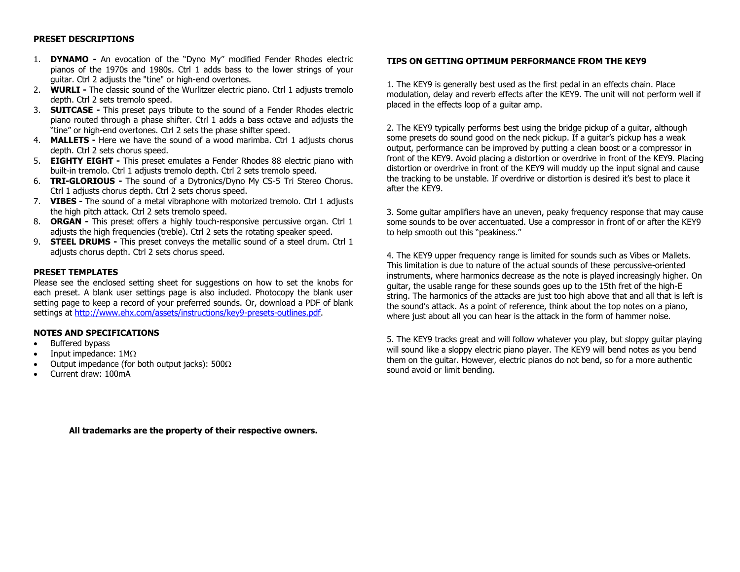## PRESET DESCRIPTIONS

1. **DYNAMO -** An evocation of the "Dyno My" modified Fender Rhodes electric pianos of the 1970s and 1980s. Ctrl 1 adds bass to the lower strings of your guitar. Ctrl 2 adjusts the "tine" or high-end overtones.
2. **WURLI -** The classic sound of the Wurlitzer electric piano. Ctrl 1 adjusts tremolo depth. Ctrl 2 sets tremolo speed.
3. **SUITCASE -** This preset pays tribute to the sound of a Fender Rhodes electric piano routed through a phase shifter. Ctrl 1 adds a bass octave and adjusts the "tine" or high-end overtones. Ctrl 2 sets the phase shifter speed.
4. **MALLETS -** Here we have the sound of a wood marimba. Ctrl 1 adjusts chorus depth. Ctrl 2 sets chorus speed.
5. **EIGHTY EIGHT -** This preset emulates a Fender Rhodes 88 electric piano with built-in tremolo. Ctrl 1 adjusts tremolo depth. Ctrl 2 sets tremolo speed.
6. **TRI-GLORIOUS -** The sound of a Dytronics/Dyno My CS-5 Tri Stereo Chorus. Ctrl 1 adjusts chorus depth. Ctrl 2 sets chorus speed.
7. **VIBES -** The sound of a metal vibraphone with motorized tremolo. Ctrl 1 adjusts the high pitch attack. Ctrl 2 sets tremolo speed.
8. **ORGAN -** This preset offers a highly touch-responsive percussive organ. Ctrl 1 adjusts the high frequencies (treble). Ctrl 2 sets the rotating speaker speed.
9. **STEEL DRUMS -** This preset conveys the metallic sound of a steel drum. Ctrl 1 adjusts chorus depth. Ctrl 2 sets chorus speed.

## PRESET TEMPLATES

Please see the enclosed setting sheet for suggestions on how to set the knobs for each preset. A blank user settings page is also included. Photocopy the blank user setting page to keep a record of your preferred sounds. Or, download a PDF of blank settings at http://www.ehx.com/assets/instructions/key9-presets-outlines.pdf.

## NOTES AND SPECIFICATIONS

- Buffered bypass
- Input impedance: 1MΩ
- Output impedance (for both output jacks): 500Ω
- Current draw: 100mA

**All trademarks are the property of their respective owners.**

## TIPS ON GETTING OPTIMUM PERFORMANCE FROM THE KEY9

1. The KEY9 is generally best used as the first pedal in an effects chain. Place modulation, delay and reverb effects after the KEY9. The unit will not perform well if placed in the effects loop of a guitar amp.

2. The KEY9 typically performs best using the bridge pickup of a guitar, although some presets do sound good on the neck pickup. If a guitar's pickup has a weak output, performance can be improved by putting a clean boost or a compressor in front of the KEY9. Avoid placing a distortion or overdrive in front of the KEY9. Placing distortion or overdrive in front of the KEY9 will muddy up the input signal and cause the tracking to be unstable. If overdrive or distortion is desired it's best to place it after the KEY9.

3. Some guitar amplifiers have an uneven, peaky frequency response that may cause some sounds to be over accentuated. Use a compressor in front of or after the KEY9 to help smooth out this "peakiness."

4. The KEY9 upper frequency range is limited for sounds such as Vibes or Mallets. This limitation is due to nature of the actual sounds of these percussive-oriented instruments, where harmonics decrease as the note is played increasingly higher. On guitar, the usable range for these sounds goes up to the 15th fret of the high-E string. The harmonics of the attacks are just too high above that and all that is left is the sound's attack. As a point of reference, think about the top notes on a piano, where just about all you can hear is the attack in the form of hammer noise.

5. The KEY9 tracks great and will follow whatever you play, but sloppy guitar playing will sound like a sloppy electric piano player. The KEY9 will bend notes as you bend them on the guitar. However, electric pianos do not bend, so for a more authentic sound avoid or limit bending.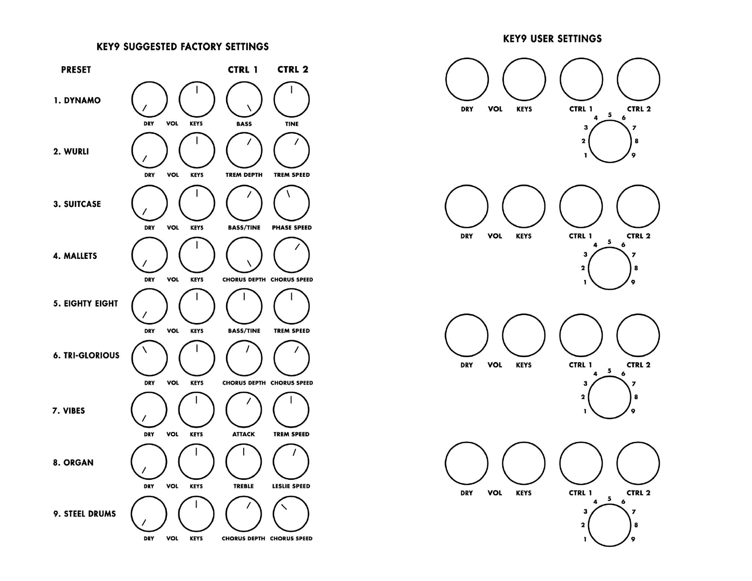## KEY9 SUGGESTED FACTORY SETTINGS

PRESET

CTRL 1 CTRL 2

1. DYNAMO
DRY VOL KEYS BASS TINE

2. WURLI
DRY VOL KEYS TREM DEPTH TREM SPEED

3. SUITCASE
DRY VOL KEYS BASS/TINE PHASE SPEED

4. MALLETS
DRY VOL KEYS CHORUS DEPTH CHORUS SPEED

5. EIGHTY EIGHT
DRY VOL KEYS BASS/TINE TREM SPEED

6. TRI-GLORIOUS
DRY VOL KEYS CHORUS DEPTH CHORUS SPEED

7. VIBES
DRY VOL KEYS ATTACK TREM SPEED

8. ORGAN
DRY VOL KEYS TREBLE LESLIE SPEED

9. STEEL DRUMS
DRY VOL KEYS CHORUS DEPTH CHORUS SPEED

## KEY9 USER SETTINGS

DRY VOL KEYS CTRL 1 CTRL 2

1 2 3 4 5 6 7 8 9

DRY VOL KEYS CTRL 1 CTRL 2

1 2 3 4 5 6 7 8 9

DRY VOL KEYS CTRL 1 CTRL 2

1 2 3 4 5 6 7 8 9

DRY VOL KEYS CTRL 1 CTRL 2

1 2 3 4 5 6 7 8 9